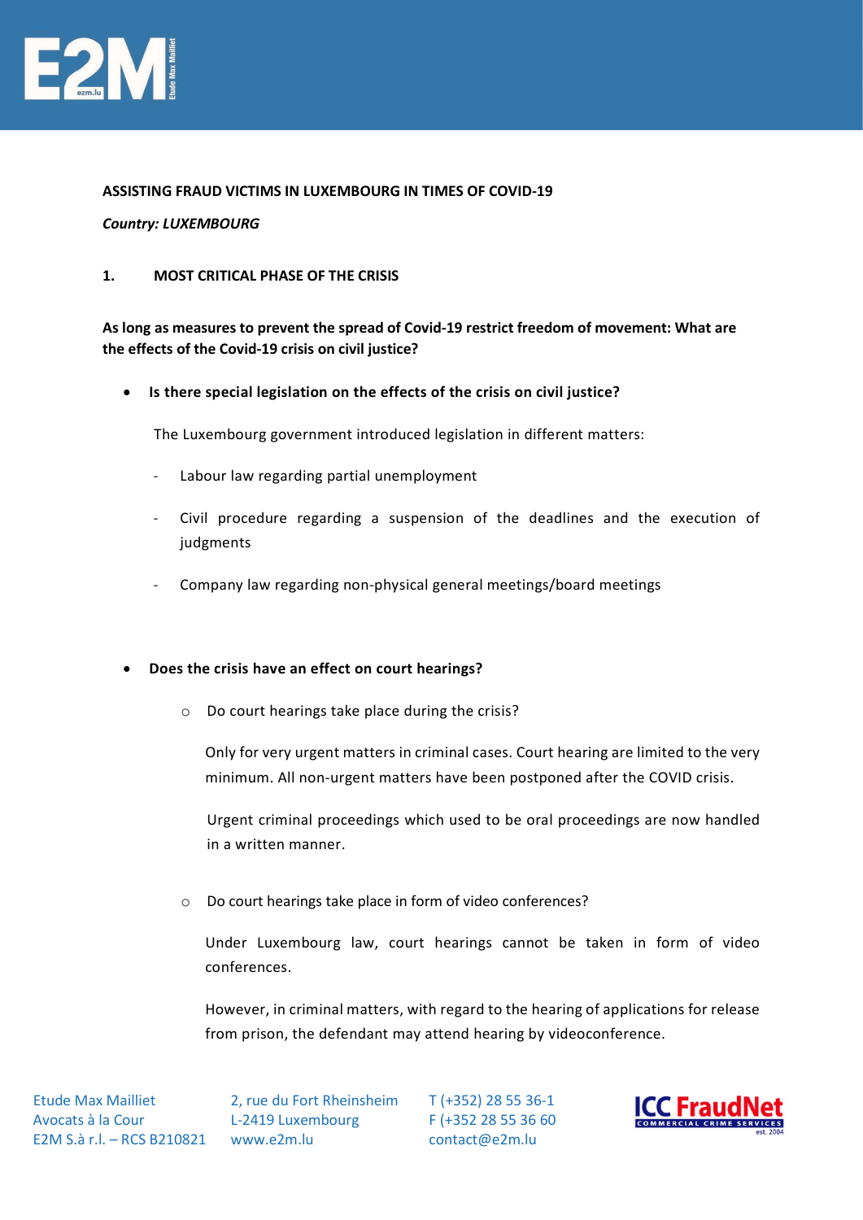**ASSISTING FRAUD VICTIMS IN LUXEMBOURG IN TIMES OF COVID-19**

***Country: LUXEMBOURG***

## 1. MOST CRITICAL PHASE OF THE CRISIS

**As long as measures to prevent the spread of Covid-19 restrict freedom of movement: What are the effects of the Covid-19 crisis on civil justice?**

- **Is there special legislation on the effects of the crisis on civil justice?**

  The Luxembourg government introduced legislation in different matters:

  - Labour law regarding partial unemployment
  - Civil procedure regarding a suspension of the deadlines and the execution of judgments
  - Company law regarding non-physical general meetings/board meetings

- **Does the crisis have an effect on court hearings?**

  - Do court hearings take place during the crisis?

    Only for very urgent matters in criminal cases. Court hearing are limited to the very minimum. All non-urgent matters have been postponed after the COVID crisis.

    Urgent criminal proceedings which used to be oral proceedings are now handled in a written manner.

  - Do court hearings take place in form of video conferences?

    Under Luxembourg law, court hearings cannot be taken in form of video conferences.

    However, in criminal matters, with regard to the hearing of applications for release from prison, the defendant may attend hearing by videoconference.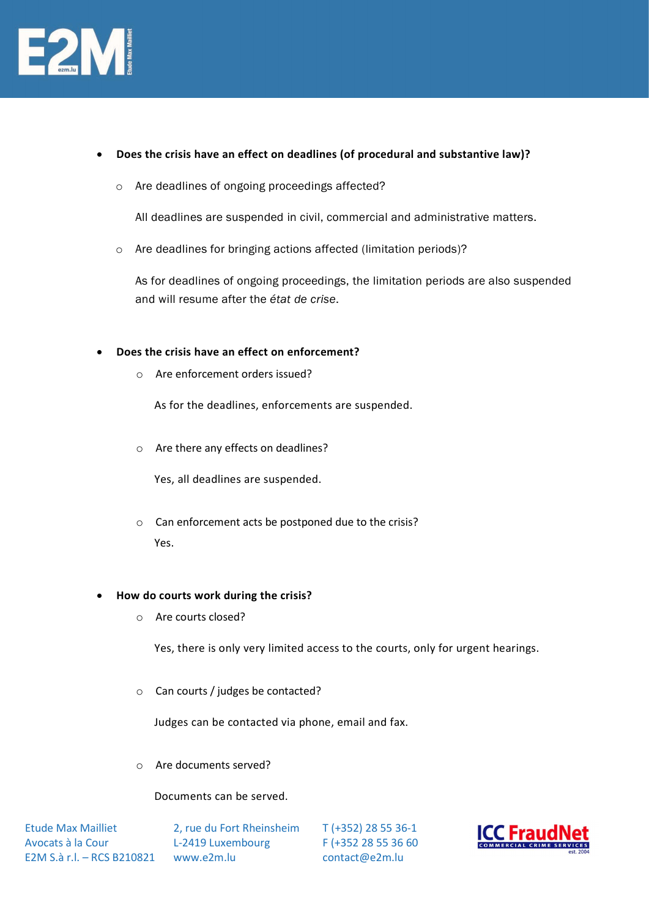- **Does the crisis have an effect on deadlines (of procedural and substantive law)?**
  - Are deadlines of ongoing proceedings affected?

    All deadlines are suspended in civil, commercial and administrative matters.

  - Are deadlines for bringing actions affected (limitation periods)?

    As for deadlines of ongoing proceedings, the limitation periods are also suspended and will resume after the *état de crise*.

- **Does the crisis have an effect on enforcement?**
  - Are enforcement orders issued?

    As for the deadlines, enforcements are suspended.

  - Are there any effects on deadlines?

    Yes, all deadlines are suspended.

  - Can enforcement acts be postponed due to the crisis?

    Yes.

- **How do courts work during the crisis?**
  - Are courts closed?

    Yes, there is only very limited access to the courts, only for urgent hearings.

  - Can courts / judges be contacted?

    Judges can be contacted via phone, email and fax.

  - Are documents served?

    Documents can be served.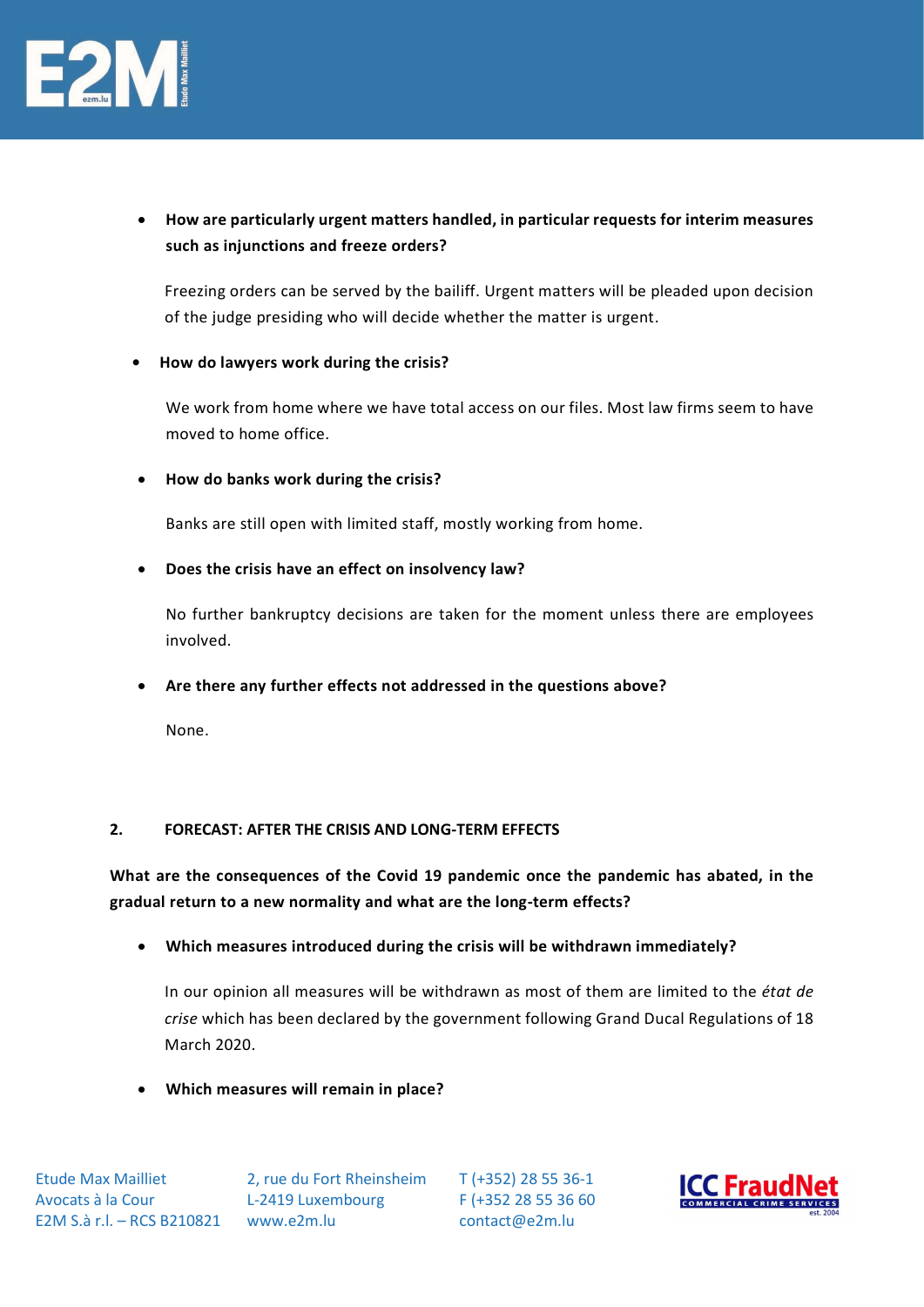- **How are particularly urgent matters handled, in particular requests for interim measures such as injunctions and freeze orders?**

  Freezing orders can be served by the bailiff. Urgent matters will be pleaded upon decision of the judge presiding who will decide whether the matter is urgent.

- **How do lawyers work during the crisis?**

  We work from home where we have total access on our files. Most law firms seem to have moved to home office.

- **How do banks work during the crisis?**

  Banks are still open with limited staff, mostly working from home.

- **Does the crisis have an effect on insolvency law?**

  No further bankruptcy decisions are taken for the moment unless there are employees involved.

- **Are there any further effects not addressed in the questions above?**

  None.

## 2. FORECAST: AFTER THE CRISIS AND LONG-TERM EFFECTS

**What are the consequences of the Covid 19 pandemic once the pandemic has abated, in the gradual return to a new normality and what are the long-term effects?**

- **Which measures introduced during the crisis will be withdrawn immediately?**

  In our opinion all measures will be withdrawn as most of them are limited to the *état de crise* which has been declared by the government following Grand Ducal Regulations of 18 March 2020.

- **Which measures will remain in place?**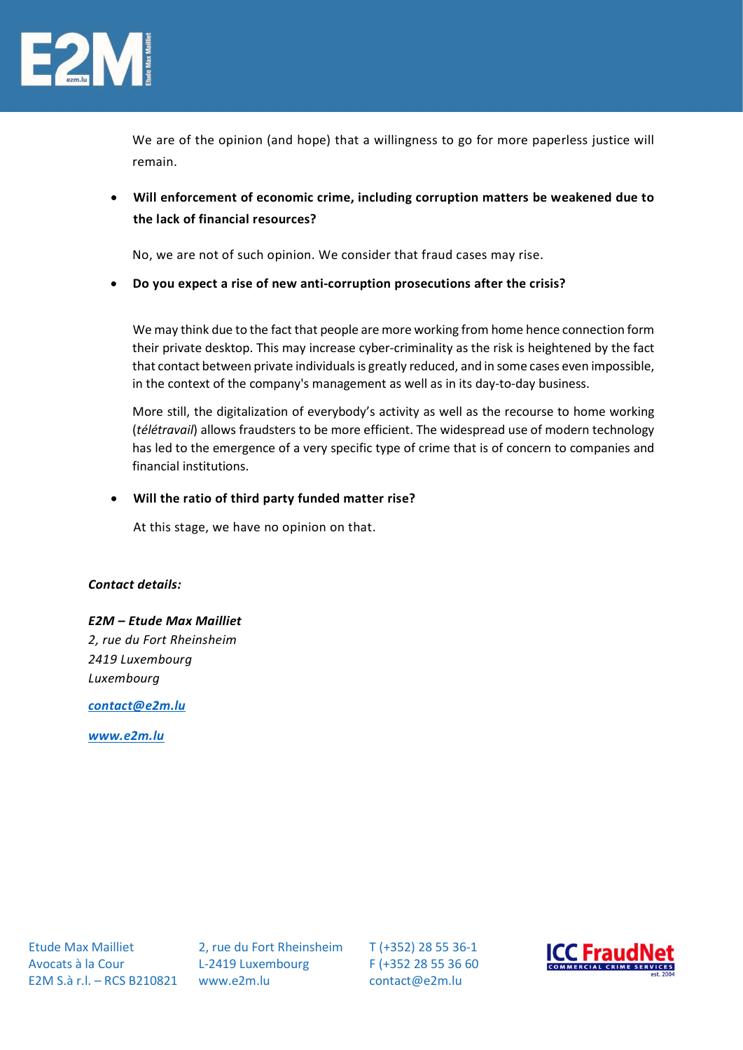We are of the opinion (and hope) that a willingness to go for more paperless justice will remain.

- **Will enforcement of economic crime, including corruption matters be weakened due to the lack of financial resources?**

  No, we are not of such opinion. We consider that fraud cases may rise.

- **Do you expect a rise of new anti-corruption prosecutions after the crisis?**

  We may think due to the fact that people are more working from home hence connection form their private desktop. This may increase cyber-criminality as the risk is heightened by the fact that contact between private individuals is greatly reduced, and in some cases even impossible, in the context of the company's management as well as in its day-to-day business.

  More still, the digitalization of everybody's activity as well as the recourse to home working (*télétravail*) allows fraudsters to be more efficient. The widespread use of modern technology has led to the emergence of a very specific type of crime that is of concern to companies and financial institutions.

- **Will the ratio of third party funded matter rise?**

  At this stage, we have no opinion on that.

***Contact details:***

***E2M – Etude Max Mailliet***
*2, rue du Fort Rheinsheim*
*2419 Luxembourg*
*Luxembourg*

***contact@e2m.lu***

***www.e2m.lu***